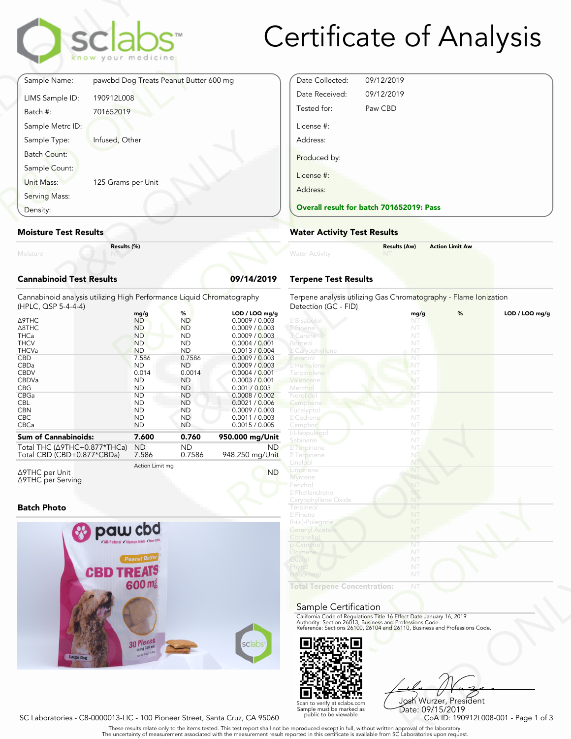# Certificate of Analysis

sclabs — know your medicine

| | |
|---|---|
| Sample Name: | pawcbd Dog Treats Peanut Butter 600 mg |
| LIMS Sample ID: | 190912L008 |
| Batch #: | 701652019 |
| Sample Metrc ID: | |
| Sample Type: | Infused, Other |
| Batch Count: | |
| Sample Count: | |
| Unit Mass: | 125 Grams per Unit |
| Serving Mass: | |
| Density: | |

| | |
|---|---|
| Date Collected: | 09/12/2019 |
| Date Received: | 09/12/2019 |
| Tested for: | Paw CBD |
| License #: | |
| Address: | |
| Produced by: | |
| License #: | |
| Address: | |

**Overall result for batch 701652019: Pass**

## Moisture Test Results

| | Results (%) |
|---|---|
| Moisture | NT |

## Water Activity Test Results

| | Results (Aw) | Action Limit Aw |
|---|---|---|
| Water Activity | NT | |

## Cannabinoid Test Results — 09/14/2019

Cannabinoid analysis utilizing High Performance Liquid Chromatography (HPLC, QSP 5-4-4-4)

| | mg/g | % | LOD / LOQ mg/g |
|---|---|---|---|
| Δ9THC | ND | ND | 0.0009 / 0.003 |
| Δ8THC | ND | ND | 0.0009 / 0.003 |
| THCa | ND | ND | 0.0009 / 0.003 |
| THCV | ND | ND | 0.0004 / 0.001 |
| THCVa | ND | ND | 0.0013 / 0.004 |
| CBD | 7.586 | 0.7586 | 0.0009 / 0.003 |
| CBDa | ND | ND | 0.0009 / 0.003 |
| CBDV | 0.014 | 0.0014 | 0.0004 / 0.001 |
| CBDVa | ND | ND | 0.0003 / 0.001 |
| CBG | ND | ND | 0.001 / 0.003 |
| CBGa | ND | ND | 0.0008 / 0.002 |
| CBL | ND | ND | 0.0021 / 0.006 |
| CBN | ND | ND | 0.0009 / 0.003 |
| CBC | ND | ND | 0.0011 / 0.003 |
| CBCa | ND | ND | 0.0015 / 0.005 |
| **Sum of Cannabinoids:** | **7.600** | **0.760** | **950.000 mg/Unit** |
| Total THC (Δ9THC+0.877*THCa) | ND | ND | ND |
| Total CBD (CBD+0.877*CBDa) | 7.586 | 0.7586 | 948.250 mg/Unit |

| | Action Limit mg | |
|---|---|---|
| Δ9THC per Unit | | ND |
| Δ9THC per Serving | | |

## Terpene Test Results

Terpene analysis utilizing Gas Chromatography - Flame Ionization Detection (GC - FID)

| | mg/g | % | LOD / LOQ mg/g |
|---|---|---|---|
| Bisabolol | NT | | |
| Pinene | NT | | |
| 3 Carene | NT | | |
| Borneol | NT | | |
| Caryophyllene | NT | | |
| Geraniol | NT | | |
| Humulene | NT | | |
| Terpinolene | NT | | |
| Valencene | NT | | |
| Menthol | NT | | |
| Nerolidol | NT | | |
| Camphene | NT | | |
| Eucalyptol | NT | | |
| Cedrene | NT | | |
| Camphor | NT | | |
| (-)-Isopulegol | NT | | |
| Sabinene | NT | | |
| Terpinene | NT | | |
| Terpinene | NT | | |
| Linalool | NT | | |
| Limonene | NT | | |
| Myrcene | NT | | |
| Fenchol | NT | | |
| Phellandrene | NT | | |
| Caryophyllene Oxide | NT | | |
| Terpineol | NT | | |
| Pinene | NT | | |
| R-(+)-Pulegone | NT | | |
| Geranyl Acetate | NT | | |
| Citronellol | NT | | |
| p-Cymene | NT | | |
| Ocimene | NT | | |
| Guaiol | NT | | |
| Phytol | NT | | |
| Isoborneol | NT | | |
| **Total Terpene Concentration:** | NT | | |

## Batch Photo

## Sample Certification

California Code of Regulations Title 16 Effect Date January 16, 2019
Authority: Section 26013, Business and Professions Code.
Reference: Sections 26100, 26104 and 26110, Business and Professions Code.

Scan to verify at sclabs.com
Sample must be marked as public to be viewable

Josh Wurzer, President
Date: 09/15/2019

SC Laboratories - C8-0000013-LIC - 100 Pioneer Street, Santa Cruz, CA 95060

CoA ID: 190912L008-001

These results relate only to the items tested. This test report shall not be reproduced except in full, without written approval of the laboratory.
The uncertainty of measurement associated with the measurement result reported in this certificate is available from SC Laboratories upon request.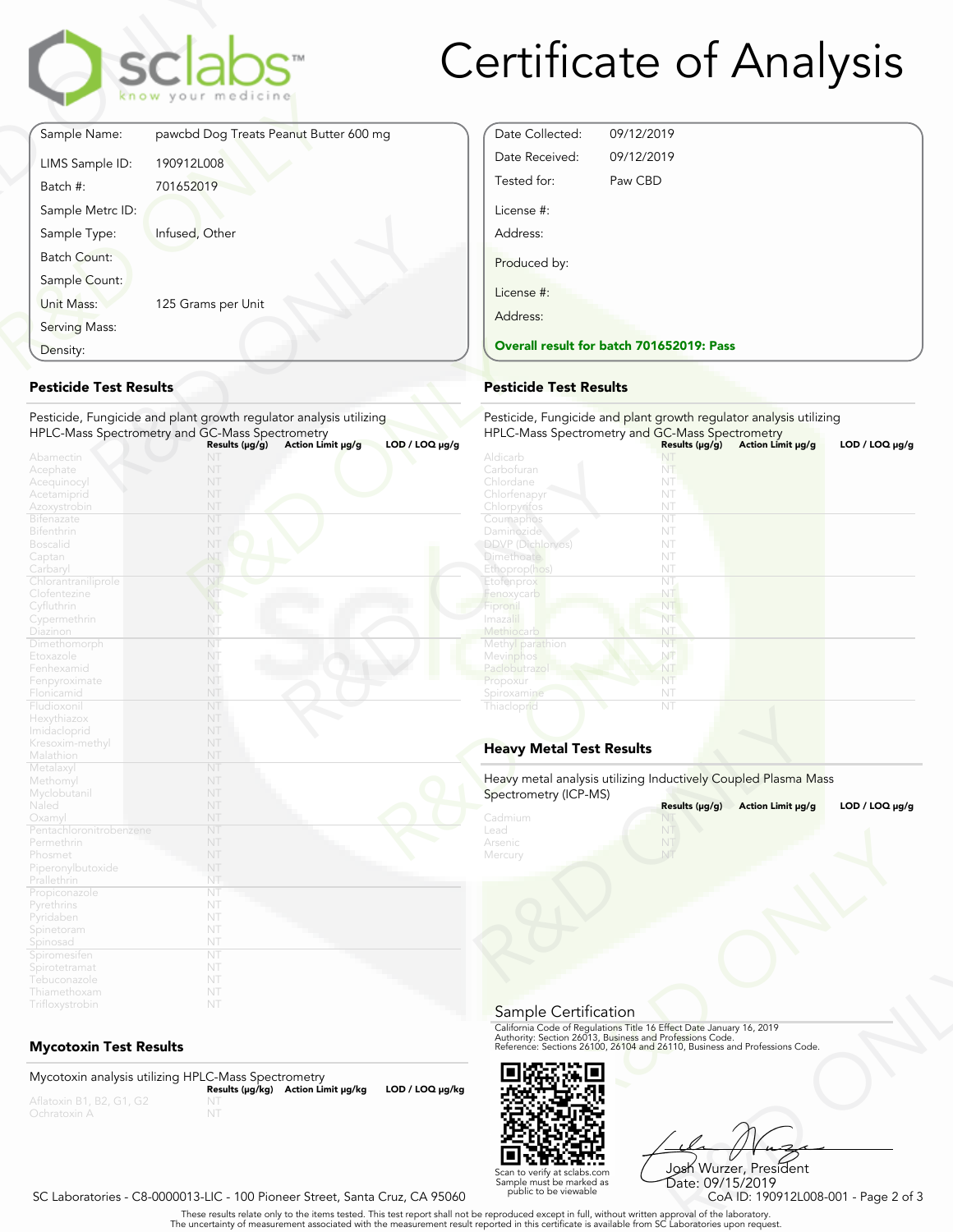# Certificate of Analysis

| | |
|---|---|
| Sample Name: | pawcbd Dog Treats Peanut Butter 600 mg |
| LIMS Sample ID: | 190912L008 |
| Batch #: | 701652019 |
| Sample Metrc ID: | |
| Sample Type: | Infused, Other |
| Batch Count: | |
| Sample Count: | |
| Unit Mass: | 125 Grams per Unit |
| Serving Mass: | |
| Density: | |

| | |
|---|---|
| Date Collected: | 09/12/2019 |
| Date Received: | 09/12/2019 |
| Tested for: | Paw CBD |
| License #: | |
| Address: | |
| Produced by: | |
| License #: | |
| Address: | |

**Overall result for batch 701652019: Pass**

## Pesticide Test Results

Pesticide, Fungicide and plant growth regulator analysis utilizing HPLC-Mass Spectrometry and GC-Mass Spectrometry

| | Results (µg/g) | Action Limit µg/g | LOD / LOQ µg/g |
|---|---|---|---|
| Abamectin | NT | | |
| Acephate | NT | | |
| Acequinocyl | NT | | |
| Acetamiprid | NT | | |
| Azoxystrobin | NT | | |
| Bifenazate | NT | | |
| Bifenthrin | NT | | |
| Boscalid | NT | | |
| Captan | NT | | |
| Carbaryl | NT | | |
| Chlorantraniliprole | NT | | |
| Clofentezine | NT | | |
| Cyfluthrin | NT | | |
| Cypermethrin | NT | | |
| Diazinon | NT | | |
| Dimethomorph | NT | | |
| Etoxazole | NT | | |
| Fenhexamid | NT | | |
| Fenpyroximate | NT | | |
| Flonicamid | NT | | |
| Fludioxonil | NT | | |
| Hexythiazox | NT | | |
| Imidacloprid | NT | | |
| Kresoxim-methyl | NT | | |
| Malathion | NT | | |
| Metalaxyl | NT | | |
| Methomyl | NT | | |
| Myclobutanil | NT | | |
| Naled | NT | | |
| Oxamyl | NT | | |
| Pentachloronitrobenzene | NT | | |
| Permethrin | NT | | |
| Phosmet | NT | | |
| Piperonylbutoxide | NT | | |
| Prallethrin | NT | | |
| Propiconazole | NT | | |
| Pyrethrins | NT | | |
| Pyridaben | NT | | |
| Spinetoram | NT | | |
| Spinosad | NT | | |
| Spiromesifen | NT | | |
| Spirotetramat | NT | | |
| Tebuconazole | NT | | |
| Thiamethoxam | NT | | |
| Trifloxystrobin | NT | | |

## Pesticide Test Results

Pesticide, Fungicide and plant growth regulator analysis utilizing HPLC-Mass Spectrometry and GC-Mass Spectrometry

| | Results (µg/g) | Action Limit µg/g | LOD / LOQ µg/g |
|---|---|---|---|
| Aldicarb | NT | | |
| Carbofuran | NT | | |
| Chlordane | NT | | |
| Chlorfenapyr | NT | | |
| Chlorpyrifos | NT | | |
| Coumaphos | NT | | |
| Daminozide | NT | | |
| DDVP (Dichlorvos) | NT | | |
| Dimethoate | NT | | |
| Ethoprop(hos) | NT | | |
| Etofenprox | NT | | |
| Fenoxycarb | NT | | |
| Fipronil | NT | | |
| Imazalil | NT | | |
| Methiocarb | NT | | |
| Methyl parathion | NT | | |
| Mevinphos | NT | | |
| Paclobutrazol | NT | | |
| Propoxur | NT | | |
| Spiroxamine | NT | | |
| Thiacloprid | NT | | |

## Heavy Metal Test Results

Heavy metal analysis utilizing Inductively Coupled Plasma Mass Spectrometry (ICP-MS)

| | Results (µg/g) | Action Limit µg/g | LOD / LOQ µg/g |
|---|---|---|---|
| Cadmium | NT | | |
| Lead | NT | | |
| Arsenic | NT | | |
| Mercury | NT | | |

## Mycotoxin Test Results

Mycotoxin analysis utilizing HPLC-Mass Spectrometry

| | Results (µg/kg) | Action Limit µg/kg | LOD / LOQ µg/kg |
|---|---|---|---|
| Aflatoxin B1, B2, G1, G2 | NT | | |
| Ochratoxin A | NT | | |

## Sample Certification

California Code of Regulations Title 16 Effect Date January 16, 2019
Authority: Section 26013, Business and Professions Code.
Reference: Sections 26100, 26104 and 26110, Business and Professions Code.

Scan to verify at sclabs.com
Sample must be marked as public to be viewable

Josh Wurzer, President
Date: 09/15/2019

SC Laboratories - C8-0000013-LIC - 100 Pioneer Street, Santa Cruz, CA 95060

CoA ID: 190912L008-001

These results relate only to the items tested. This test report shall not be reproduced except in full, without written approval of the laboratory.
The uncertainty of measurement associated with the measurement result reported in this certificate is available from SC Laboratories upon request.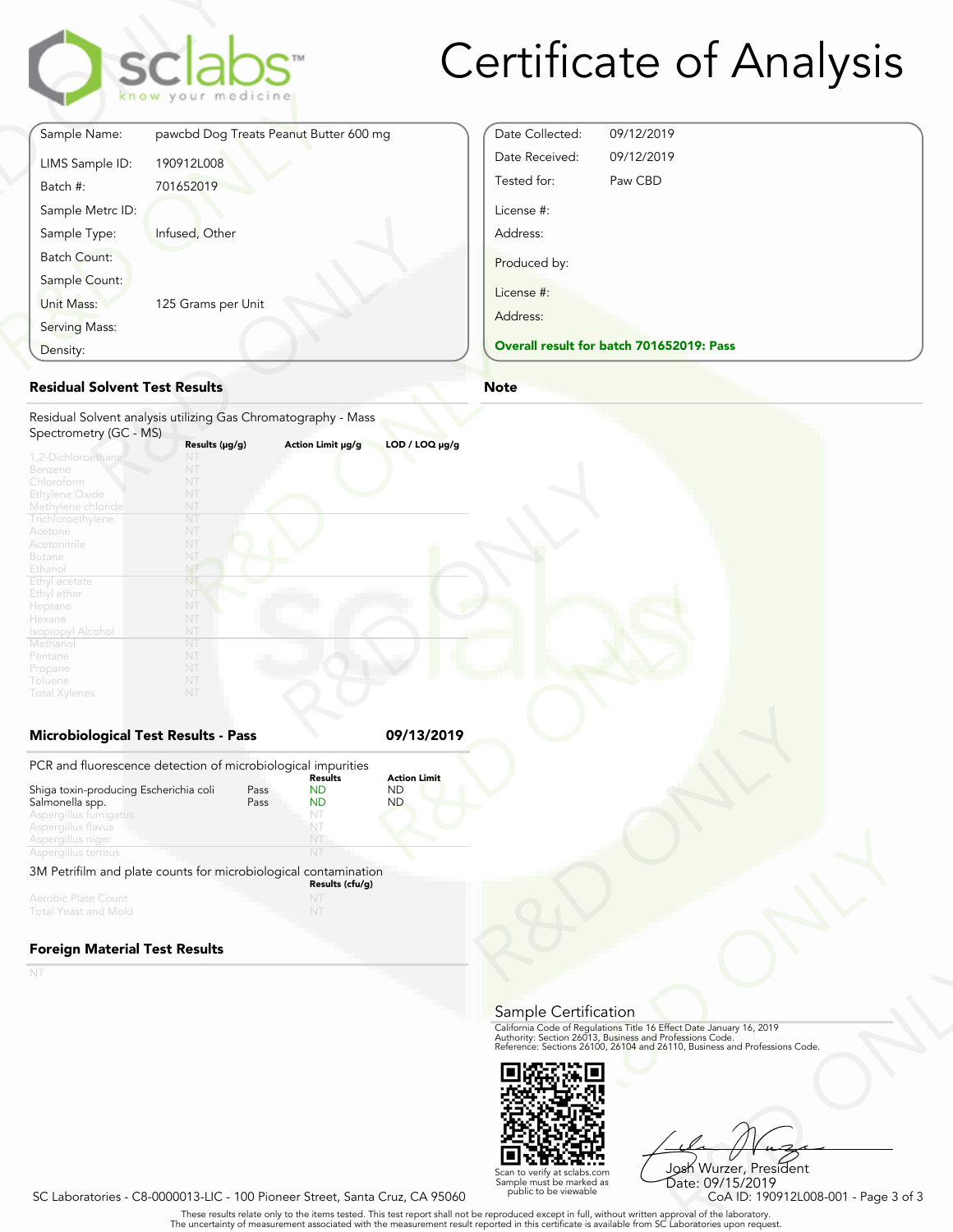# Certificate of Analysis

| | |
|---|---|
| Sample Name: | pawcbd Dog Treats Peanut Butter 600 mg |
| LIMS Sample ID: | 190912L008 |
| Batch #: | 701652019 |
| Sample Metrc ID: | |
| Sample Type: | Infused, Other |
| Batch Count: | |
| Sample Count: | |
| Unit Mass: | 125 Grams per Unit |
| Serving Mass: | |
| Density: | |

| | |
|---|---|
| Date Collected: | 09/12/2019 |
| Date Received: | 09/12/2019 |
| Tested for: | Paw CBD |
| License #: | |
| Address: | |
| Produced by: | |
| License #: | |
| Address: | |

**Overall result for batch 701652019: Pass**

## Residual Solvent Test Results

Residual Solvent analysis utilizing Gas Chromatography - Mass Spectrometry (GC - MS)

| | Results (µg/g) | Action Limit µg/g | LOD / LOQ µg/g |
|---|---|---|---|
| 1,2-Dichloroethane | NT | | |
| Benzene | NT | | |
| Chloroform | NT | | |
| Ethylene Oxide | NT | | |
| Methylene chloride | NT | | |
| Trichloroethylene | NT | | |
| Acetone | NT | | |
| Acetonitrile | NT | | |
| Butane | NT | | |
| Ethanol | NT | | |
| Ethyl acetate | NT | | |
| Ethyl ether | NT | | |
| Heptane | NT | | |
| Hexane | NT | | |
| Isopropyl Alcohol | NT | | |
| Methanol | NT | | |
| Pentane | NT | | |
| Propane | NT | | |
| Toluene | NT | | |
| Total Xylenes | NT | | |

## Note

## Microbiological Test Results - Pass

09/13/2019

PCR and fluorescence detection of microbiological impurities

| | | Results | Action Limit |
|---|---|---|---|
| Shiga toxin-producing Escherichia coli | Pass | ND | ND |
| Salmonella spp. | Pass | ND | ND |
| Aspergillus fumigatus | | NT | |
| Aspergillus flavus | | NT | |
| Aspergillus niger | | NT | |
| Aspergillus terreus | | NT | |

3M Petrifilm and plate counts for microbiological contamination

| | Results (cfu/g) |
|---|---|
| Aerobic Plate Count | NT |
| Total Yeast and Mold | NT |

## Foreign Material Test Results

NT

## Sample Certification

California Code of Regulations Title 16 Effect Date January 16, 2019
Authority: Section 26013, Business and Professions Code.
Reference: Sections 26100, 26104 and 26110, Business and Professions Code.

Scan to verify at sclabs.com
Sample must be marked as public to be viewable

Josh Wurzer, President
Date: 09/15/2019

SC Laboratories - C8-0000013-LIC - 100 Pioneer Street, Santa Cruz, CA 95060

CoA ID: 190912L008-001

These results relate only to the items tested. This test report shall not be reproduced except in full, without written approval of the laboratory.
The uncertainty of measurement associated with the measurement result reported in this certificate is available from SC Laboratories upon request.